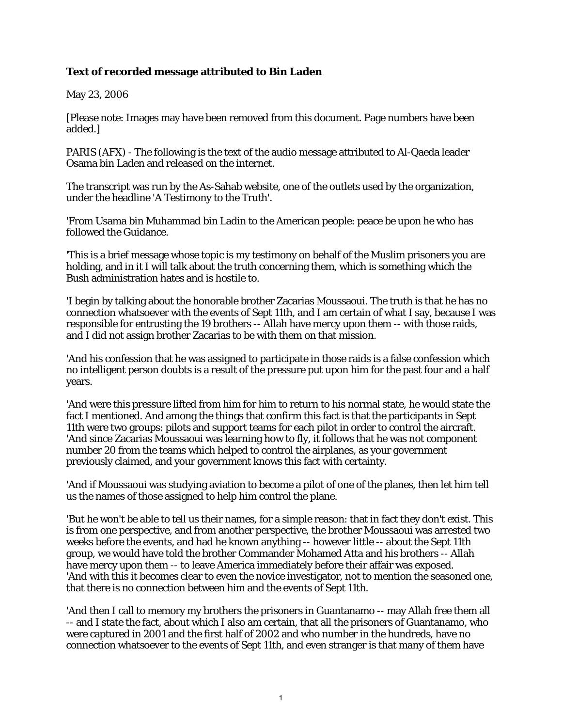**Text of recorded message attributed to Bin Laden**

May 23, 2006

[Please note: Images may have been removed from this document. Page numbers have been added.]

PARIS (AFX) - The following is the text of the audio message attributed to Al-Qaeda leader Osama bin Laden and released on the internet.

The transcript was run by the As-Sahab website, one of the outlets used by the organization, under the headline 'A Testimony to the Truth'.

'From Usama bin Muhammad bin Ladin to the American people: peace be upon he who has followed the Guidance.

'This is a brief message whose topic is my testimony on behalf of the Muslim prisoners you are holding, and in it I will talk about the truth concerning them, which is something which the Bush administration hates and is hostile to.

'I begin by talking about the honorable brother Zacarias Moussaoui. The truth is that he has no connection whatsoever with the events of Sept 11th, and I am certain of what I say, because I was responsible for entrusting the 19 brothers -- Allah have mercy upon them -- with those raids, and I did not assign brother Zacarias to be with them on that mission.

'And his confession that he was assigned to participate in those raids is a false confession which no intelligent person doubts is a result of the pressure put upon him for the past four and a half years.

'And were this pressure lifted from him for him to return to his normal state, he would state the fact I mentioned. And among the things that confirm this fact is that the participants in Sept 11th were two groups: pilots and support teams for each pilot in order to control the aircraft.
'And since Zacarias Moussaoui was learning how to fly, it follows that he was not component number 20 from the teams which helped to control the airplanes, as your government previously claimed, and your government knows this fact with certainty.

'And if Moussaoui was studying aviation to become a pilot of one of the planes, then let him tell us the names of those assigned to help him control the plane.

'But he won't be able to tell us their names, for a simple reason: that in fact they don't exist. This is from one perspective, and from another perspective, the brother Moussaoui was arrested two weeks before the events, and had he known anything -- however little -- about the Sept 11th group, we would have told the brother Commander Mohamed Atta and his brothers -- Allah have mercy upon them -- to leave America immediately before their affair was exposed.
'And with this it becomes clear to even the novice investigator, not to mention the seasoned one, that there is no connection between him and the events of Sept 11th.

'And then I call to memory my brothers the prisoners in Guantanamo -- may Allah free them all -- and I state the fact, about which I also am certain, that all the prisoners of Guantanamo, who were captured in 2001 and the first half of 2002 and who number in the hundreds, have no connection whatsoever to the events of Sept 11th, and even stranger is that many of them have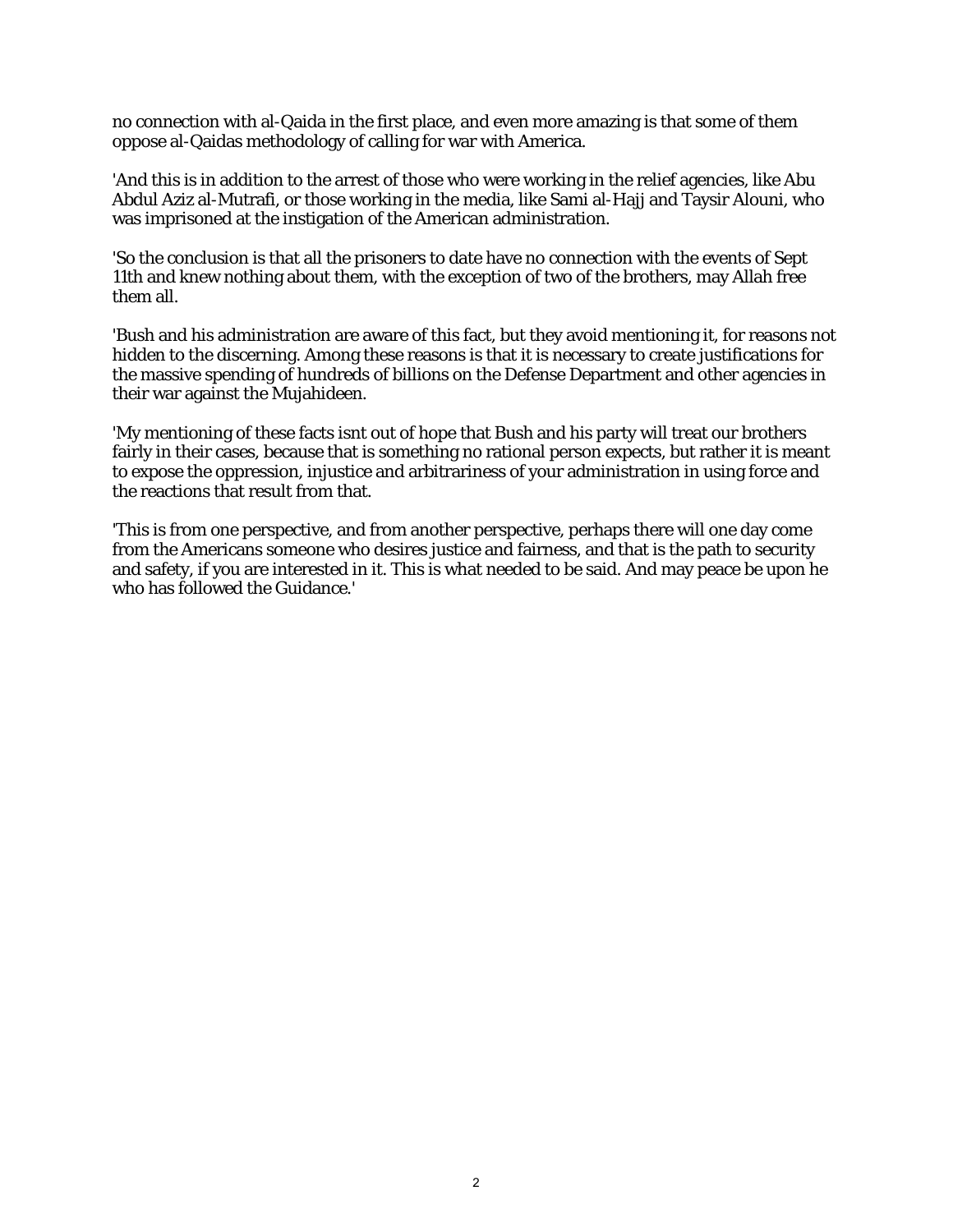no connection with al-Qaida in the first place, and even more amazing is that some of them oppose al-Qaidas methodology of calling for war with America.

'And this is in addition to the arrest of those who were working in the relief agencies, like Abu Abdul Aziz al-Mutrafi, or those working in the media, like Sami al-Hajj and Taysir Alouni, who was imprisoned at the instigation of the American administration.

'So the conclusion is that all the prisoners to date have no connection with the events of Sept 11th and knew nothing about them, with the exception of two of the brothers, may Allah free them all.

'Bush and his administration are aware of this fact, but they avoid mentioning it, for reasons not hidden to the discerning. Among these reasons is that it is necessary to create justifications for the massive spending of hundreds of billions on the Defense Department and other agencies in their war against the Mujahideen.

'My mentioning of these facts isnt out of hope that Bush and his party will treat our brothers fairly in their cases, because that is something no rational person expects, but rather it is meant to expose the oppression, injustice and arbitrariness of your administration in using force and the reactions that result from that.

'This is from one perspective, and from another perspective, perhaps there will one day come from the Americans someone who desires justice and fairness, and that is the path to security and safety, if you are interested in it. This is what needed to be said. And may peace be upon he who has followed the Guidance.'